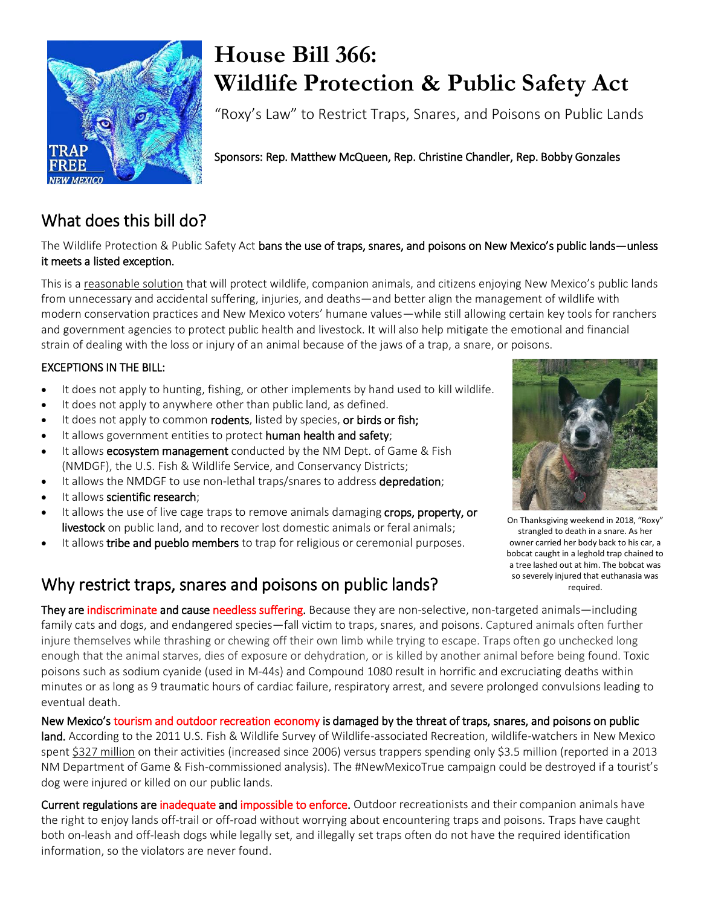# House Bill 366: Wildlife Protection & Public Safety Act

"Roxy's Law" to Restrict Traps, Snares, and Poisons on Public Lands

Sponsors: Rep. Matthew McQueen, Rep. Christine Chandler, Rep. Bobby Gonzales

## What does this bill do?

The Wildlife Protection & Public Safety Act **bans the use of traps, snares, and poisons on New Mexico's public lands—unless it meets a listed exception.**

This is a reasonable solution that will protect wildlife, companion animals, and citizens enjoying New Mexico's public lands from unnecessary and accidental suffering, injuries, and deaths—and better align the management of wildlife with modern conservation practices and New Mexico voters' humane values—while still allowing certain key tools for ranchers and government agencies to protect public health and livestock. It will also help mitigate the emotional and financial strain of dealing with the loss or injury of an animal because of the jaws of a trap, a snare, or poisons.

EXCEPTIONS IN THE BILL:

- It does not apply to hunting, fishing, or other implements by hand used to kill wildlife.
- It does not apply to anywhere other than public land, as defined.
- It does not apply to common **rodents**, listed by species, **or birds or fish;**
- It allows government entities to protect **human health and safety**;
- It allows **ecosystem management** conducted by the NM Dept. of Game & Fish (NMDGF), the U.S. Fish & Wildlife Service, and Conservancy Districts;
- It allows the NMDGF to use non-lethal traps/snares to address **depredation**;
- It allows **scientific research**;
- It allows the use of live cage traps to remove animals damaging **crops, property, or livestock** on public land, and to recover lost domestic animals or feral animals;
- It allows **tribe and pueblo members** to trap for religious or ceremonial purposes.

On Thanksgiving weekend in 2018, "Roxy" strangled to death in a snare. As her owner carried her body back to his car, a bobcat caught in a leghold trap chained to a tree lashed out at him. The bobcat was so severely injured that euthanasia was required.

## Why restrict traps, snares and poisons on public lands?

**They are indiscriminate and cause needless suffering.** Because they are non-selective, non-targeted animals—including family cats and dogs, and endangered species—fall victim to traps, snares, and poisons. Captured animals often further injure themselves while thrashing or chewing off their own limb while trying to escape. Traps often go unchecked long enough that the animal starves, dies of exposure or dehydration, or is killed by another animal before being found. Toxic poisons such as sodium cyanide (used in M-44s) and Compound 1080 result in horrific and excruciating deaths within minutes or as long as 9 traumatic hours of cardiac failure, respiratory arrest, and severe prolonged convulsions leading to eventual death.

**New Mexico's tourism and outdoor recreation economy is damaged by the threat of traps, snares, and poisons on public land.** According to the 2011 U.S. Fish & Wildlife Survey of Wildlife-associated Recreation, wildlife-watchers in New Mexico spent $327 million on their activities (increased since 2006) versus trappers spending only $3.5 million (reported in a 2013 NM Department of Game & Fish-commissioned analysis). The #NewMexicoTrue campaign could be destroyed if a tourist's dog were injured or killed on our public lands.

**Current regulations are inadequate and impossible to enforce.** Outdoor recreationists and their companion animals have the right to enjoy lands off-trail or off-road without worrying about encountering traps and poisons. Traps have caught both on-leash and off-leash dogs while legally set, and illegally set traps often do not have the required identification information, so the violators are never found.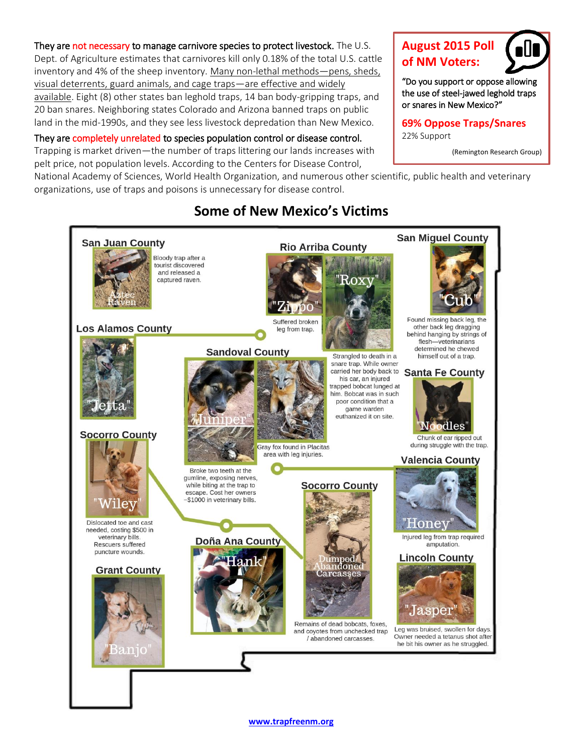**They are not necessary to manage carnivore species to protect livestock.** The U.S. Dept. of Agriculture estimates that carnivores kill only 0.18% of the total U.S. cattle inventory and 4% of the sheep inventory. Many non-lethal methods—pens, sheds, visual deterrents, guard animals, and cage traps—are effective and widely available. Eight (8) other states ban leghold traps, 14 ban body-gripping traps, and 20 ban snares. Neighboring states Colorado and Arizona banned traps on public land in the mid-1990s, and they see less livestock depredation than New Mexico.

**They are completely unrelated to species population control or disease control.** Trapping is market driven—the number of traps littering our lands increases with pelt price, not population levels. According to the Centers for Disease Control, National Academy of Sciences, World Health Organization, and numerous other scientific, public health and veterinary organizations, use of traps and poisons is unnecessary for disease control.

### August 2015 Poll of NM Voters:

"Do you support or oppose allowing the use of steel-jawed leghold traps or snares in New Mexico?"

**69% Oppose Traps/Snares**

22% Support

(Remington Research Group)

## Some of New Mexico's Victims

**San Juan County**

"Aztec Raven"

Bloody trap after a tourist discovered and released a captured raven.

**Rio Arriba County**

"Zippo"

Suffered broken leg from trap.

"Roxy"

Strangled to death in a snare trap. While owner carried her body back to his car, an injured trapped bobcat lunged at him. Bobcat was in such poor condition that a game warden euthanized it on site.

**San Miguel County**

"Cub"

Found missing back leg, the other back leg dragging behind hanging by strings of flesh—veterinarians determined he chewed himself out of a trap.

**Los Alamos County**

"Jetta"

**Sandoval County**

"Juniper"

Broke two teeth at the gumline, exposing nerves, while biting at the trap to escape. Cost her owners ~$1000 in veterinary bills.

Gray fox found in Placitas area with leg injuries.

**Santa Fe County**

"Noodles"

Chunk of ear ripped out during struggle with the trap.

**Socorro County**

"Wiley"

Dislocated toe and cast needed, costing $500 in veterinary bills. Rescuers suffered puncture wounds.

**Valencia County**

"Honey"

Injured leg from trap required amputation.

**Socorro County**

Dumped/ Abandoned Carcasses

Remains of dead bobcats, foxes, and coyotes from unchecked trap / abandoned carcasses.

**Doña Ana County**

"Hank"

**Lincoln County**

"Jasper"

Leg was bruised, swollen for days. Owner needed a tetanus shot after he bit his owner as he struggled.

**Grant County**

"Banjo"

www.trapfreenm.org